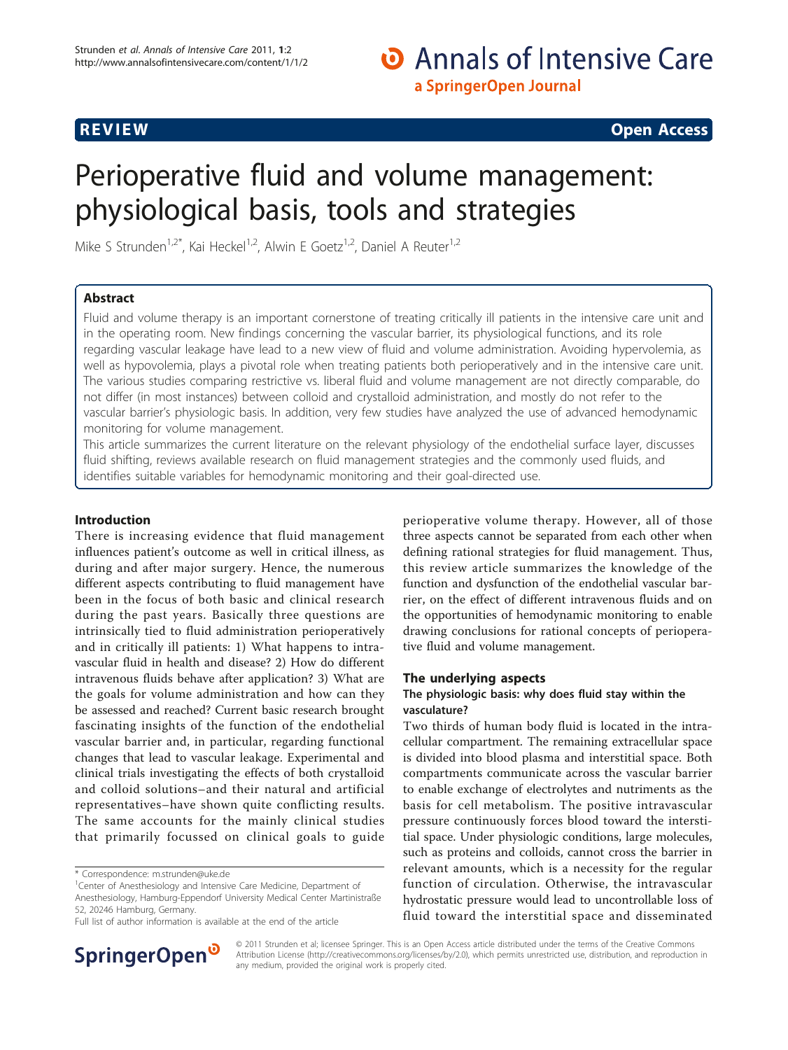**REVIEW** **Open Access**

# Perioperative fluid and volume management: physiological basis, tools and strategies

Mike S Strunden[1,2*], Kai Heckel[1,2], Alwin E Goetz[1,2], Daniel A Reuter[1,2]

## Abstract

Fluid and volume therapy is an important cornerstone of treating critically ill patients in the intensive care unit and in the operating room. New findings concerning the vascular barrier, its physiological functions, and its role regarding vascular leakage have lead to a new view of fluid and volume administration. Avoiding hypervolemia, as well as hypovolemia, plays a pivotal role when treating patients both perioperatively and in the intensive care unit. The various studies comparing restrictive vs. liberal fluid and volume management are not directly comparable, do not differ (in most instances) between colloid and crystalloid administration, and mostly do not refer to the vascular barrier's physiologic basis. In addition, very few studies have analyzed the use of advanced hemodynamic monitoring for volume management.

This article summarizes the current literature on the relevant physiology of the endothelial surface layer, discusses fluid shifting, reviews available research on fluid management strategies and the commonly used fluids, and identifies suitable variables for hemodynamic monitoring and their goal-directed use.

## Introduction

There is increasing evidence that fluid management influences patient's outcome as well in critical illness, as during and after major surgery. Hence, the numerous different aspects contributing to fluid management have been in the focus of both basic and clinical research during the past years. Basically three questions are intrinsically tied to fluid administration perioperatively and in critically ill patients: 1) What happens to intravascular fluid in health and disease? 2) How do different intravenous fluids behave after application? 3) What are the goals for volume administration and how can they be assessed and reached? Current basic research brought fascinating insights of the function of the endothelial vascular barrier and, in particular, regarding functional changes that lead to vascular leakage. Experimental and clinical trials investigating the effects of both crystalloid and colloid solutions–and their natural and artificial representatives–have shown quite conflicting results. The same accounts for the mainly clinical studies that primarily focussed on clinical goals to guide perioperative volume therapy. However, all of those three aspects cannot be separated from each other when defining rational strategies for fluid management. Thus, this review article summarizes the knowledge of the function and dysfunction of the endothelial vascular barrier, on the effect of different intravenous fluids and on the opportunities of hemodynamic monitoring to enable drawing conclusions for rational concepts of perioperative fluid and volume management.

## The underlying aspects

### The physiologic basis: why does fluid stay within the vasculature?

Two thirds of human body fluid is located in the intracellular compartment. The remaining extracellular space is divided into blood plasma and interstitial space. Both compartments communicate across the vascular barrier to enable exchange of electrolytes and nutriments as the basis for cell metabolism. The positive intravascular pressure continuously forces blood toward the interstitial space. Under physiologic conditions, large molecules, such as proteins and colloids, cannot cross the barrier in relevant amounts, which is a necessity for the regular function of circulation. Otherwise, the intravascular hydrostatic pressure would lead to uncontrollable loss of fluid toward the interstitial space and disseminated

\* Correspondence: m.strunden@uke.de

[1]Center of Anesthesiology and Intensive Care Medicine, Department of Anesthesiology, Hamburg-Eppendorf University Medical Center Martinistraße 52, 20246 Hamburg, Germany.

Full list of author information is available at the end of the article

© 2011 Strunden et al; licensee Springer. This is an Open Access article distributed under the terms of the Creative Commons Attribution License (http://creativecommons.org/licenses/by/2.0), which permits unrestricted use, distribution, and reproduction in any medium, provided the original work is properly cited.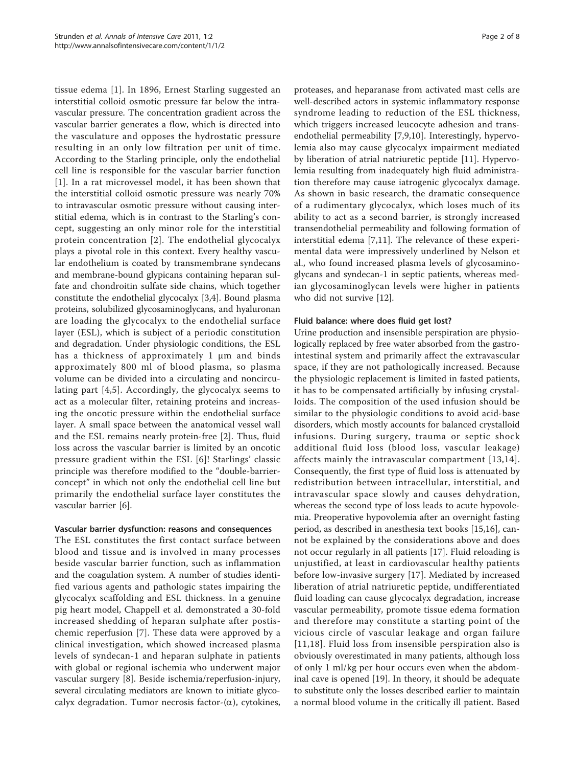tissue edema [1]. In 1896, Ernest Starling suggested an interstitial colloid osmotic pressure far below the intravascular pressure. The concentration gradient across the vascular barrier generates a flow, which is directed into the vasculature and opposes the hydrostatic pressure resulting in an only low filtration per unit of time. According to the Starling principle, only the endothelial cell line is responsible for the vascular barrier function [1]. In a rat microvessel model, it has been shown that the interstitial colloid osmotic pressure was nearly 70% to intravascular osmotic pressure without causing interstitial edema, which is in contrast to the Starling's concept, suggesting an only minor role for the interstitial protein concentration [2]. The endothelial glycocalyx plays a pivotal role in this context. Every healthy vascular endothelium is coated by transmembrane syndecans and membrane-bound glypicans containing heparan sulfate and chondroitin sulfate side chains, which together constitute the endothelial glycocalyx [3,4]. Bound plasma proteins, solubilized glycosaminoglycans, and hyaluronan are loading the glycocalyx to the endothelial surface layer (ESL), which is subject of a periodic constitution and degradation. Under physiologic conditions, the ESL has a thickness of approximately 1 μm and binds approximately 800 ml of blood plasma, so plasma volume can be divided into a circulating and noncirculating part [4,5]. Accordingly, the glycocalyx seems to act as a molecular filter, retaining proteins and increasing the oncotic pressure within the endothelial surface layer. A small space between the anatomical vessel wall and the ESL remains nearly protein-free [2]. Thus, fluid loss across the vascular barrier is limited by an oncotic pressure gradient within the ESL [6]! Starlings' classic principle was therefore modified to the "double-barrier-concept" in which not only the endothelial cell line but primarily the endothelial surface layer constitutes the vascular barrier [6].

### Vascular barrier dysfunction: reasons and consequences

The ESL constitutes the first contact surface between blood and tissue and is involved in many processes beside vascular barrier function, such as inflammation and the coagulation system. A number of studies identified various agents and pathologic states impairing the glycocalyx scaffolding and ESL thickness. In a genuine pig heart model, Chappell et al. demonstrated a 30-fold increased shedding of heparan sulphate after postischemic reperfusion [7]. These data were approved by a clinical investigation, which showed increased plasma levels of syndecan-1 and heparan sulphate in patients with global or regional ischemia who underwent major vascular surgery [8]. Beside ischemia/reperfusion-injury, several circulating mediators are known to initiate glycocalyx degradation. Tumor necrosis factor-(α), cytokines, proteases, and heparanase from activated mast cells are well-described actors in systemic inflammatory response syndrome leading to reduction of the ESL thickness, which triggers increased leucocyte adhesion and transendothelial permeability [7,9,10]. Interestingly, hypervolemia also may cause glycocalyx impairment mediated by liberation of atrial natriuretic peptide [11]. Hypervolemia resulting from inadequately high fluid administration therefore may cause iatrogenic glycocalyx damage. As shown in basic research, the dramatic consequence of a rudimentary glycocalyx, which loses much of its ability to act as a second barrier, is strongly increased transendothelial permeability and following formation of interstitial edema [7,11]. The relevance of these experimental data were impressively underlined by Nelson et al., who found increased plasma levels of glycosaminoglycans and syndecan-1 in septic patients, whereas median glycosaminoglycan levels were higher in patients who did not survive [12].

### Fluid balance: where does fluid get lost?

Urine production and insensible perspiration are physiologically replaced by free water absorbed from the gastrointestinal system and primarily affect the extravascular space, if they are not pathologically increased. Because the physiologic replacement is limited in fasted patients, it has to be compensated artificially by infusing crystalloids. The composition of the used infusion should be similar to the physiologic conditions to avoid acid-base disorders, which mostly accounts for balanced crystalloid infusions. During surgery, trauma or septic shock additional fluid loss (blood loss, vascular leakage) affects mainly the intravascular compartment [13,14]. Consequently, the first type of fluid loss is attenuated by redistribution between intracellular, interstitial, and intravascular space slowly and causes dehydration, whereas the second type of loss leads to acute hypovolemia. Preoperative hypovolemia after an overnight fasting period, as described in anesthesia text books [15,16], cannot be explained by the considerations above and does not occur regularly in all patients [17]. Fluid reloading is unjustified, at least in cardiovascular healthy patients before low-invasive surgery [17]. Mediated by increased liberation of atrial natriuretic peptide, undifferentiated fluid loading can cause glycocalyx degradation, increase vascular permeability, promote tissue edema formation and therefore may constitute a starting point of the vicious circle of vascular leakage and organ failure [11,18]. Fluid loss from insensible perspiration also is obviously overestimated in many patients, although loss of only 1 ml/kg per hour occurs even when the abdominal cave is opened [19]. In theory, it should be adequate to substitute only the losses described earlier to maintain a normal blood volume in the critically ill patient. Based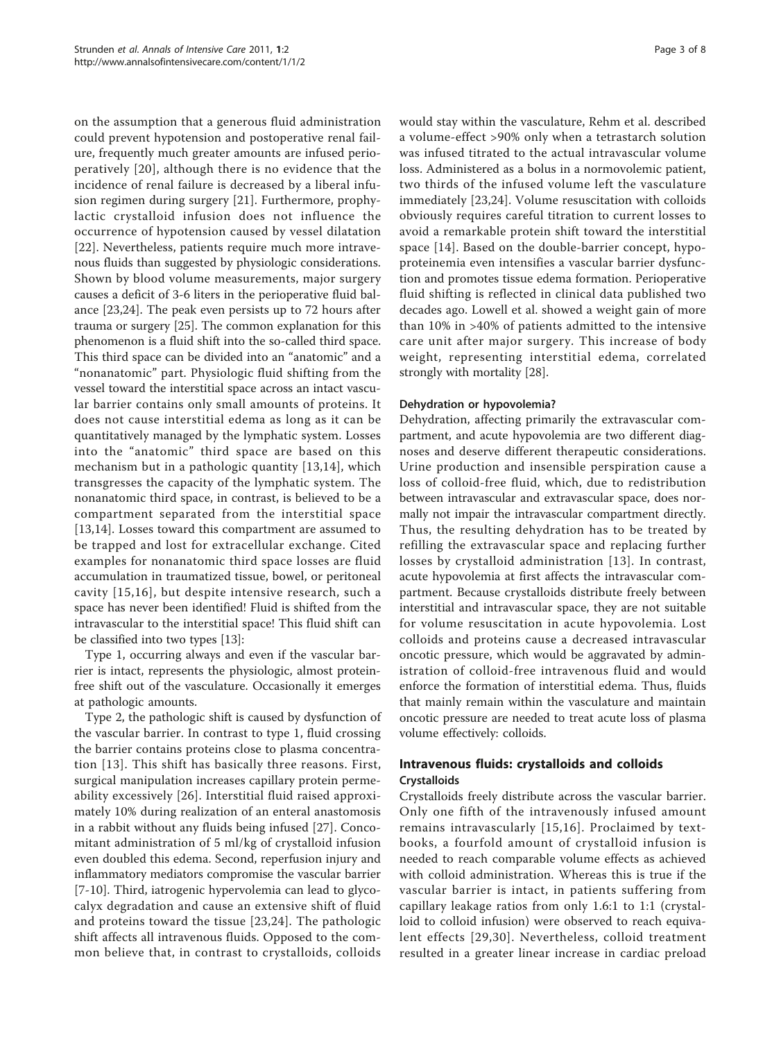on the assumption that a generous fluid administration could prevent hypotension and postoperative renal failure, frequently much greater amounts are infused perioperatively [20], although there is no evidence that the incidence of renal failure is decreased by a liberal infusion regimen during surgery [21]. Furthermore, prophylactic crystalloid infusion does not influence the occurrence of hypotension caused by vessel dilatation [22]. Nevertheless, patients require much more intravenous fluids than suggested by physiologic considerations. Shown by blood volume measurements, major surgery causes a deficit of 3-6 liters in the perioperative fluid balance [23,24]. The peak even persists up to 72 hours after trauma or surgery [25]. The common explanation for this phenomenon is a fluid shift into the so-called third space. This third space can be divided into an "anatomic" and a "nonanatomic" part. Physiologic fluid shifting from the vessel toward the interstitial space across an intact vascular barrier contains only small amounts of proteins. It does not cause interstitial edema as long as it can be quantitatively managed by the lymphatic system. Losses into the "anatomic" third space are based on this mechanism but in a pathologic quantity [13,14], which transgresses the capacity of the lymphatic system. The nonanatomic third space, in contrast, is believed to be a compartment separated from the interstitial space [13,14]. Losses toward this compartment are assumed to be trapped and lost for extracellular exchange. Cited examples for nonanatomic third space losses are fluid accumulation in traumatized tissue, bowel, or peritoneal cavity [15,16], but despite intensive research, such a space has never been identified! Fluid is shifted from the intravascular to the interstitial space! This fluid shift can be classified into two types [13]:

Type 1, occurring always and even if the vascular barrier is intact, represents the physiologic, almost protein-free shift out of the vasculature. Occasionally it emerges at pathologic amounts.

Type 2, the pathologic shift is caused by dysfunction of the vascular barrier. In contrast to type 1, fluid crossing the barrier contains proteins close to plasma concentration [13]. This shift has basically three reasons. First, surgical manipulation increases capillary protein permeability excessively [26]. Interstitial fluid raised approximately 10% during realization of an enteral anastomosis in a rabbit without any fluids being infused [27]. Concomitant administration of 5 ml/kg of crystalloid infusion even doubled this edema. Second, reperfusion injury and inflammatory mediators compromise the vascular barrier [7-10]. Third, iatrogenic hypervolemia can lead to glycocalyx degradation and cause an extensive shift of fluid and proteins toward the tissue [23,24]. The pathologic shift affects all intravenous fluids. Opposed to the common believe that, in contrast to crystalloids, colloids would stay within the vasculature, Rehm et al. described a volume-effect >90% only when a tetrastarch solution was infused titrated to the actual intravascular volume loss. Administered as a bolus in a normovolemic patient, two thirds of the infused volume left the vasculature immediately [23,24]. Volume resuscitation with colloids obviously requires careful titration to current losses to avoid a remarkable protein shift toward the interstitial space [14]. Based on the double-barrier concept, hypoproteinemia even intensifies a vascular barrier dysfunction and promotes tissue edema formation. Perioperative fluid shifting is reflected in clinical data published two decades ago. Lowell et al. showed a weight gain of more than 10% in >40% of patients admitted to the intensive care unit after major surgery. This increase of body weight, representing interstitial edema, correlated strongly with mortality [28].

### Dehydration or hypovolemia?

Dehydration, affecting primarily the extravascular compartment, and acute hypovolemia are two different diagnoses and deserve different therapeutic considerations. Urine production and insensible perspiration cause a loss of colloid-free fluid, which, due to redistribution between intravascular and extravascular space, does normally not impair the intravascular compartment directly. Thus, the resulting dehydration has to be treated by refilling the extravascular space and replacing further losses by crystalloid administration [13]. In contrast, acute hypovolemia at first affects the intravascular compartment. Because crystalloids distribute freely between interstitial and intravascular space, they are not suitable for volume resuscitation in acute hypovolemia. Lost colloids and proteins cause a decreased intravascular oncotic pressure, which would be aggravated by administration of colloid-free intravenous fluid and would enforce the formation of interstitial edema. Thus, fluids that mainly remain within the vasculature and maintain oncotic pressure are needed to treat acute loss of plasma volume effectively: colloids.

## Intravenous fluids: crystalloids and colloids

### Crystalloids

Crystalloids freely distribute across the vascular barrier. Only one fifth of the intravenously infused amount remains intravascularly [15,16]. Proclaimed by textbooks, a fourfold amount of crystalloid infusion is needed to reach comparable volume effects as achieved with colloid administration. Whereas this is true if the vascular barrier is intact, in patients suffering from capillary leakage ratios from only 1.6:1 to 1:1 (crystalloid to colloid infusion) were observed to reach equivalent effects [29,30]. Nevertheless, colloid treatment resulted in a greater linear increase in cardiac preload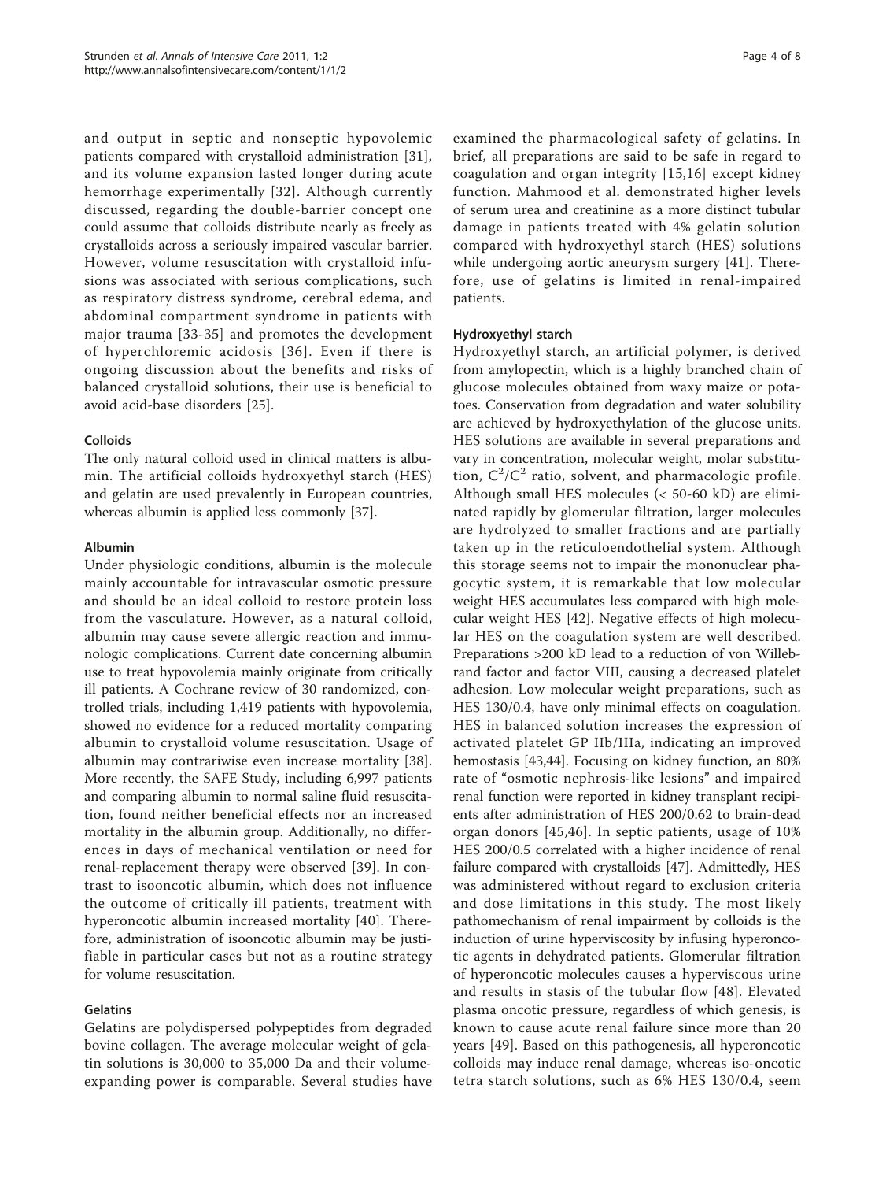and output in septic and nonseptic hypovolemic patients compared with crystalloid administration [31], and its volume expansion lasted longer during acute hemorrhage experimentally [32]. Although currently discussed, regarding the double-barrier concept one could assume that colloids distribute nearly as freely as crystalloids across a seriously impaired vascular barrier. However, volume resuscitation with crystalloid infusions was associated with serious complications, such as respiratory distress syndrome, cerebral edema, and abdominal compartment syndrome in patients with major trauma [33-35] and promotes the development of hyperchloremic acidosis [36]. Even if there is ongoing discussion about the benefits and risks of balanced crystalloid solutions, their use is beneficial to avoid acid-base disorders [25].

### Colloids

The only natural colloid used in clinical matters is albumin. The artificial colloids hydroxyethyl starch (HES) and gelatin are used prevalently in European countries, whereas albumin is applied less commonly [37].

### Albumin

Under physiologic conditions, albumin is the molecule mainly accountable for intravascular osmotic pressure and should be an ideal colloid to restore protein loss from the vasculature. However, as a natural colloid, albumin may cause severe allergic reaction and immunologic complications. Current date concerning albumin use to treat hypovolemia mainly originate from critically ill patients. A Cochrane review of 30 randomized, controlled trials, including 1,419 patients with hypovolemia, showed no evidence for a reduced mortality comparing albumin to crystalloid volume resuscitation. Usage of albumin may contrariwise even increase mortality [38]. More recently, the SAFE Study, including 6,997 patients and comparing albumin to normal saline fluid resuscitation, found neither beneficial effects nor an increased mortality in the albumin group. Additionally, no differences in days of mechanical ventilation or need for renal-replacement therapy were observed [39]. In contrast to isooncotic albumin, which does not influence the outcome of critically ill patients, treatment with hyperoncotic albumin increased mortality [40]. Therefore, administration of isooncotic albumin may be justifiable in particular cases but not as a routine strategy for volume resuscitation.

### Gelatins

Gelatins are polydispersed polypeptides from degraded bovine collagen. The average molecular weight of gelatin solutions is 30,000 to 35,000 Da and their volume-expanding power is comparable. Several studies have examined the pharmacological safety of gelatins. In brief, all preparations are said to be safe in regard to coagulation and organ integrity [15,16] except kidney function. Mahmood et al. demonstrated higher levels of serum urea and creatinine as a more distinct tubular damage in patients treated with 4% gelatin solution compared with hydroxyethyl starch (HES) solutions while undergoing aortic aneurysm surgery [41]. Therefore, use of gelatins is limited in renal-impaired patients.

### Hydroxyethyl starch

Hydroxyethyl starch, an artificial polymer, is derived from amylopectin, which is a highly branched chain of glucose molecules obtained from waxy maize or potatoes. Conservation from degradation and water solubility are achieved by hydroxyethylation of the glucose units. HES solutions are available in several preparations and vary in concentration, molecular weight, molar substitution, $C^2/C^2$ ratio, solvent, and pharmacologic profile. Although small HES molecules (< 50-60 kD) are eliminated rapidly by glomerular filtration, larger molecules are hydrolyzed to smaller fractions and are partially taken up in the reticuloendothelial system. Although this storage seems not to impair the mononuclear phagocytic system, it is remarkable that low molecular weight HES accumulates less compared with high molecular weight HES [42]. Negative effects of high molecular HES on the coagulation system are well described. Preparations >200 kD lead to a reduction of von Willebrand factor and factor VIII, causing a decreased platelet adhesion. Low molecular weight preparations, such as HES 130/0.4, have only minimal effects on coagulation. HES in balanced solution increases the expression of activated platelet GP IIb/IIIa, indicating an improved hemostasis [43,44]. Focusing on kidney function, an 80% rate of "osmotic nephrosis-like lesions" and impaired renal function were reported in kidney transplant recipients after administration of HES 200/0.62 to brain-dead organ donors [45,46]. In septic patients, usage of 10% HES 200/0.5 correlated with a higher incidence of renal failure compared with crystalloids [47]. Admittedly, HES was administered without regard to exclusion criteria and dose limitations in this study. The most likely pathomechanism of renal impairment by colloids is the induction of urine hyperviscosity by infusing hyperoncotic agents in dehydrated patients. Glomerular filtration of hyperoncotic molecules causes a hyperviscous urine and results in stasis of the tubular flow [48]. Elevated plasma oncotic pressure, regardless of which genesis, is known to cause acute renal failure since more than 20 years [49]. Based on this pathogenesis, all hyperoncotic colloids may induce renal damage, whereas iso-oncotic tetra starch solutions, such as 6% HES 130/0.4, seem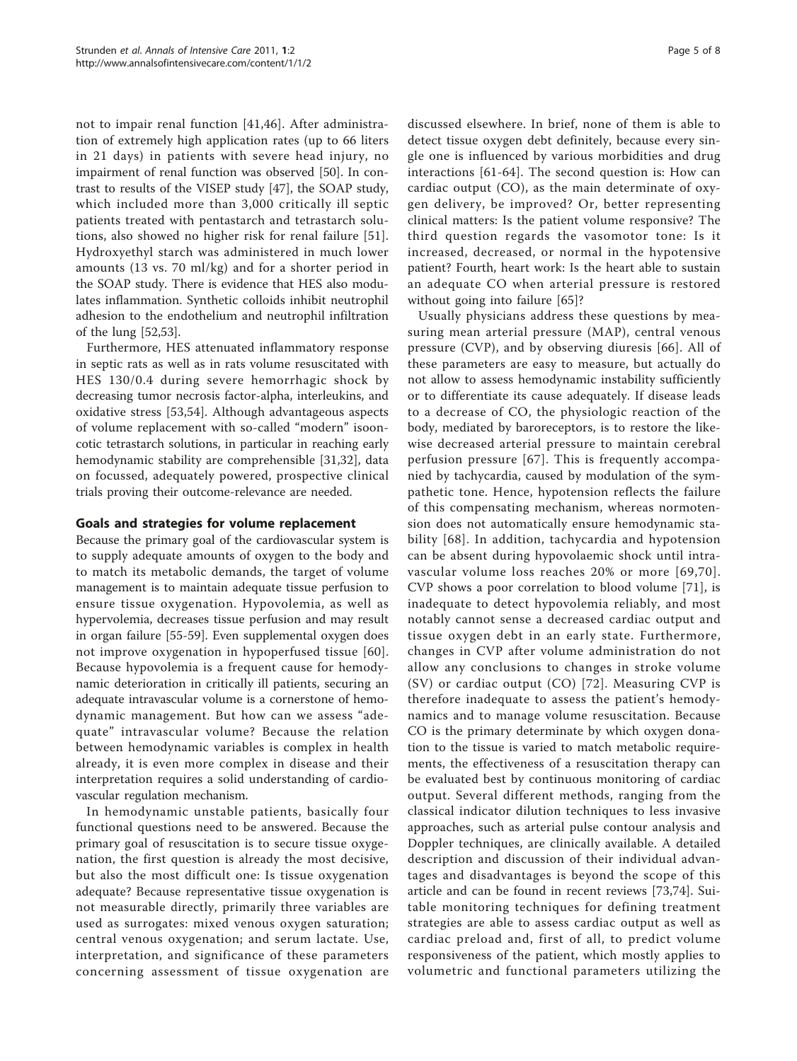not to impair renal function [41,46]. After administration of extremely high application rates (up to 66 liters in 21 days) in patients with severe head injury, no impairment of renal function was observed [50]. In contrast to results of the VISEP study [47], the SOAP study, which included more than 3,000 critically ill septic patients treated with pentastarch and tetrastarch solutions, also showed no higher risk for renal failure [51]. Hydroxyethyl starch was administered in much lower amounts (13 vs. 70 ml/kg) and for a shorter period in the SOAP study. There is evidence that HES also modulates inflammation. Synthetic colloids inhibit neutrophil adhesion to the endothelium and neutrophil infiltration of the lung [52,53].

Furthermore, HES attenuated inflammatory response in septic rats as well as in rats volume resuscitated with HES 130/0.4 during severe hemorrhagic shock by decreasing tumor necrosis factor-alpha, interleukins, and oxidative stress [53,54]. Although advantageous aspects of volume replacement with so-called "modern" isooncotic tetrastarch solutions, in particular in reaching early hemodynamic stability are comprehensible [31,32], data on focussed, adequately powered, prospective clinical trials proving their outcome-relevance are needed.

## Goals and strategies for volume replacement

Because the primary goal of the cardiovascular system is to supply adequate amounts of oxygen to the body and to match its metabolic demands, the target of volume management is to maintain adequate tissue perfusion to ensure tissue oxygenation. Hypovolemia, as well as hypervolemia, decreases tissue perfusion and may result in organ failure [55-59]. Even supplemental oxygen does not improve oxygenation in hypoperfused tissue [60]. Because hypovolemia is a frequent cause for hemodynamic deterioration in critically ill patients, securing an adequate intravascular volume is a cornerstone of hemodynamic management. But how can we assess "adequate" intravascular volume? Because the relation between hemodynamic variables is complex in health already, it is even more complex in disease and their interpretation requires a solid understanding of cardiovascular regulation mechanism.

In hemodynamic unstable patients, basically four functional questions need to be answered. Because the primary goal of resuscitation is to secure tissue oxygenation, the first question is already the most decisive, but also the most difficult one: Is tissue oxygenation adequate? Because representative tissue oxygenation is not measurable directly, primarily three variables are used as surrogates: mixed venous oxygen saturation; central venous oxygenation; and serum lactate. Use, interpretation, and significance of these parameters concerning assessment of tissue oxygenation are discussed elsewhere. In brief, none of them is able to detect tissue oxygen debt definitely, because every single one is influenced by various morbidities and drug interactions [61-64]. The second question is: How can cardiac output (CO), as the main determinate of oxygen delivery, be improved? Or, better representing clinical matters: Is the patient volume responsive? The third question regards the vasomotor tone: Is it increased, decreased, or normal in the hypotensive patient? Fourth, heart work: Is the heart able to sustain an adequate CO when arterial pressure is restored without going into failure [65]?

Usually physicians address these questions by measuring mean arterial pressure (MAP), central venous pressure (CVP), and by observing diuresis [66]. All of these parameters are easy to measure, but actually do not allow to assess hemodynamic instability sufficiently or to differentiate its cause adequately. If disease leads to a decrease of CO, the physiologic reaction of the body, mediated by baroreceptors, is to restore the likewise decreased arterial pressure to maintain cerebral perfusion pressure [67]. This is frequently accompanied by tachycardia, caused by modulation of the sympathetic tone. Hence, hypotension reflects the failure of this compensating mechanism, whereas normotension does not automatically ensure hemodynamic stability [68]. In addition, tachycardia and hypotension can be absent during hypovolaemic shock until intravascular volume loss reaches 20% or more [69,70]. CVP shows a poor correlation to blood volume [71], is inadequate to detect hypovolemia reliably, and most notably cannot sense a decreased cardiac output and tissue oxygen debt in an early state. Furthermore, changes in CVP after volume administration do not allow any conclusions to changes in stroke volume (SV) or cardiac output (CO) [72]. Measuring CVP is therefore inadequate to assess the patient's hemodynamics and to manage volume resuscitation. Because CO is the primary determinate by which oxygen donation to the tissue is varied to match metabolic requirements, the effectiveness of a resuscitation therapy can be evaluated best by continuous monitoring of cardiac output. Several different methods, ranging from the classical indicator dilution techniques to less invasive approaches, such as arterial pulse contour analysis and Doppler techniques, are clinically available. A detailed description and discussion of their individual advantages and disadvantages is beyond the scope of this article and can be found in recent reviews [73,74]. Suitable monitoring techniques for defining treatment strategies are able to assess cardiac output as well as cardiac preload and, first of all, to predict volume responsiveness of the patient, which mostly applies to volumetric and functional parameters utilizing the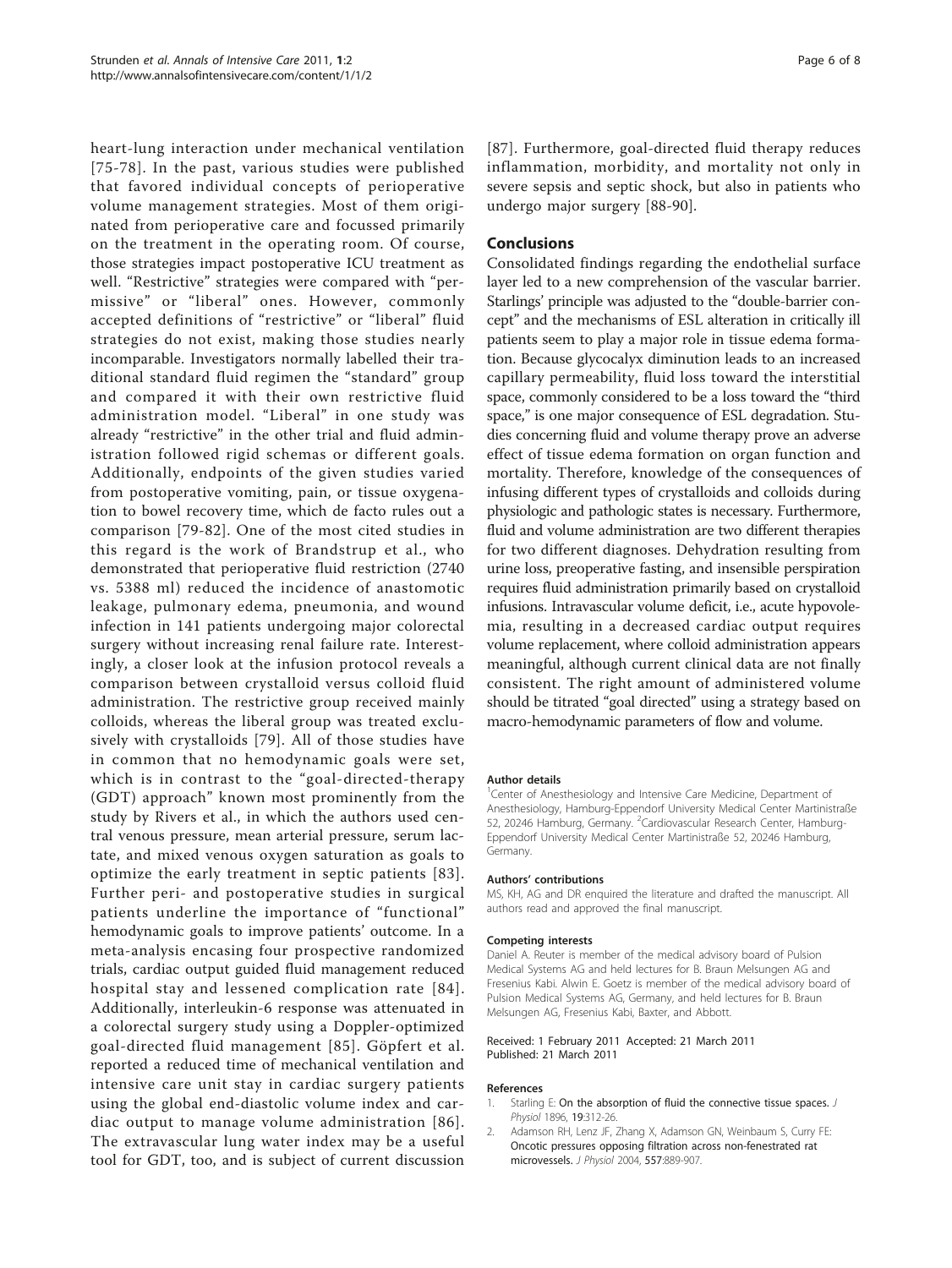heart-lung interaction under mechanical ventilation [75-78]. In the past, various studies were published that favored individual concepts of perioperative volume management strategies. Most of them originated from perioperative care and focussed primarily on the treatment in the operating room. Of course, those strategies impact postoperative ICU treatment as well. "Restrictive" strategies were compared with "permissive" or "liberal" ones. However, commonly accepted definitions of "restrictive" or "liberal" fluid strategies do not exist, making those studies nearly incomparable. Investigators normally labelled their traditional standard fluid regimen the "standard" group and compared it with their own restrictive fluid administration model. "Liberal" in one study was already "restrictive" in the other trial and fluid administration followed rigid schemas or different goals. Additionally, endpoints of the given studies varied from postoperative vomiting, pain, or tissue oxygenation to bowel recovery time, which de facto rules out a comparison [79-82]. One of the most cited studies in this regard is the work of Brandstrup et al., who demonstrated that perioperative fluid restriction (2740 vs. 5388 ml) reduced the incidence of anastomotic leakage, pulmonary edema, pneumonia, and wound infection in 141 patients undergoing major colorectal surgery without increasing renal failure rate. Interestingly, a closer look at the infusion protocol reveals a comparison between crystalloid versus colloid fluid administration. The restrictive group received mainly colloids, whereas the liberal group was treated exclusively with crystalloids [79]. All of those studies have in common that no hemodynamic goals were set, which is in contrast to the "goal-directed-therapy (GDT) approach" known most prominently from the study by Rivers et al., in which the authors used central venous pressure, mean arterial pressure, serum lactate, and mixed venous oxygen saturation as goals to optimize the early treatment in septic patients [83]. Further peri- and postoperative studies in surgical patients underline the importance of "functional" hemodynamic goals to improve patients' outcome. In a meta-analysis encasing four prospective randomized trials, cardiac output guided fluid management reduced hospital stay and lessened complication rate [84]. Additionally, interleukin-6 response was attenuated in a colorectal surgery study using a Doppler-optimized goal-directed fluid management [85]. Göpfert et al. reported a reduced time of mechanical ventilation and intensive care unit stay in cardiac surgery patients using the global end-diastolic volume index and cardiac output to manage volume administration [86]. The extravascular lung water index may be a useful tool for GDT, too, and is subject of current discussion [87]. Furthermore, goal-directed fluid therapy reduces inflammation, morbidity, and mortality not only in severe sepsis and septic shock, but also in patients who undergo major surgery [88-90].

## Conclusions

Consolidated findings regarding the endothelial surface layer led to a new comprehension of the vascular barrier. Starlings' principle was adjusted to the "double-barrier concept" and the mechanisms of ESL alteration in critically ill patients seem to play a major role in tissue edema formation. Because glycocalyx diminution leads to an increased capillary permeability, fluid loss toward the interstitial space, commonly considered to be a loss toward the "third space," is one major consequence of ESL degradation. Studies concerning fluid and volume therapy prove an adverse effect of tissue edema formation on organ function and mortality. Therefore, knowledge of the consequences of infusing different types of crystalloids and colloids during physiologic and pathologic states is necessary. Furthermore, fluid and volume administration are two different therapies for two different diagnoses. Dehydration resulting from urine loss, preoperative fasting, and insensible perspiration requires fluid administration primarily based on crystalloid infusions. Intravascular volume deficit, i.e., acute hypovolemia, resulting in a decreased cardiac output requires volume replacement, where colloid administration appears meaningful, although current clinical data are not finally consistent. The right amount of administered volume should be titrated "goal directed" using a strategy based on macro-hemodynamic parameters of flow and volume.

#### Author details

[1]Center of Anesthesiology and Intensive Care Medicine, Department of Anesthesiology, Hamburg-Eppendorf University Medical Center Martinistraße 52, 20246 Hamburg, Germany. [2]Cardiovascular Research Center, Hamburg-Eppendorf University Medical Center Martinistraße 52, 20246 Hamburg, Germany.

#### Authors' contributions

MS, KH, AG and DR enquired the literature and drafted the manuscript. All authors read and approved the final manuscript.

#### Competing interests

Daniel A. Reuter is member of the medical advisory board of Pulsion Medical Systems AG and held lectures for B. Braun Melsungen AG and Fresenius Kabi. Alwin E. Goetz is member of the medical advisory board of Pulsion Medical Systems AG, Germany, and held lectures for B. Braun Melsungen AG, Fresenius Kabi, Baxter, and Abbott.

Received: 1 February 2011 Accepted: 21 March 2011
Published: 21 March 2011

#### References

1. Starling E: On the absorption of fluid the connective tissue spaces. *J Physiol* 1896, 19:312-26.
2. Adamson RH, Lenz JF, Zhang X, Adamson GN, Weinbaum S, Curry FE: Oncotic pressures opposing filtration across non-fenestrated rat microvessels. *J Physiol* 2004, 557:889-907.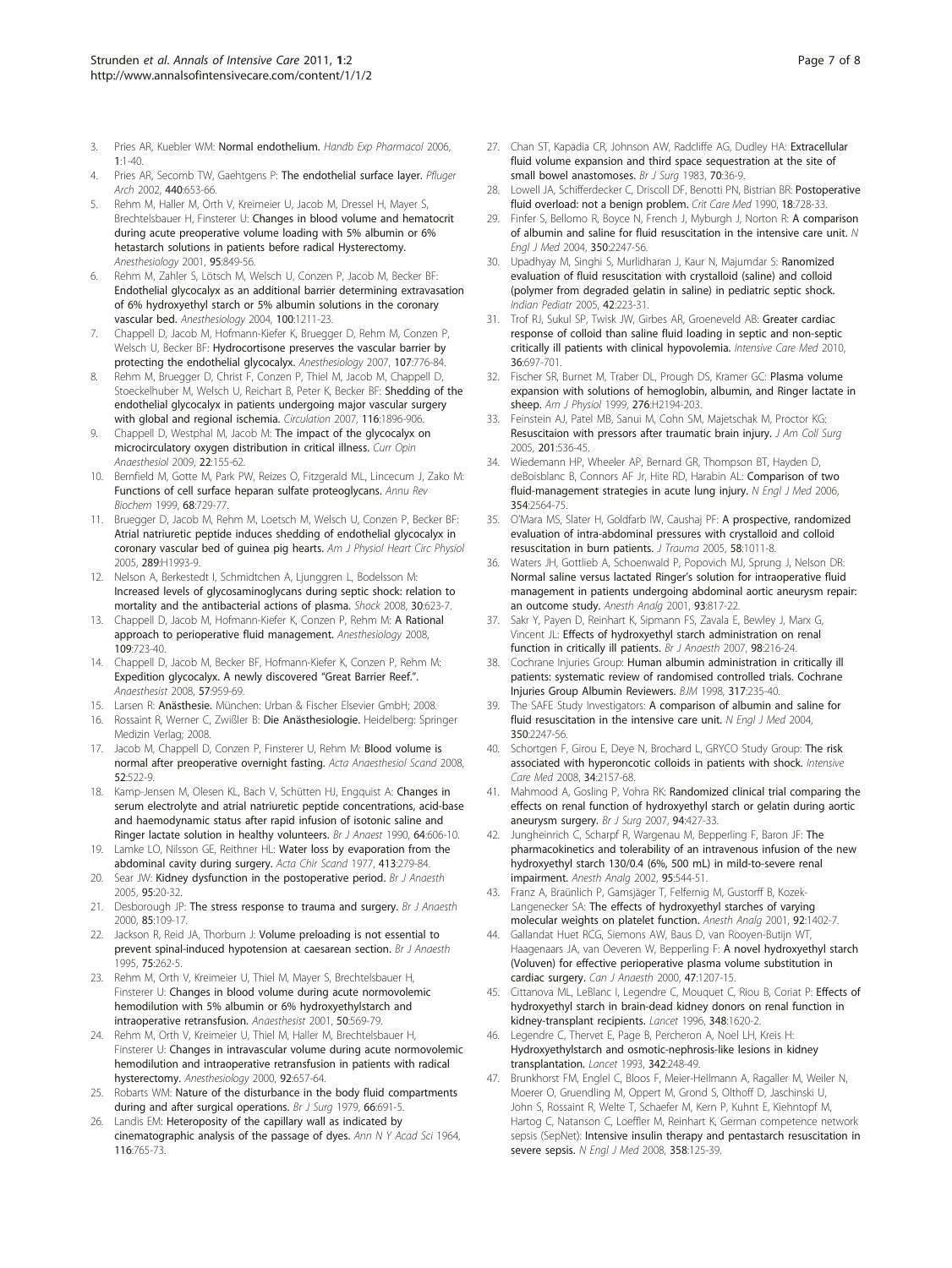3. Pries AR, Kuebler WM: **Normal endothelium.** *Handb Exp Pharmacol* 2006, **1**:1-40.
4. Pries AR, Secomb TW, Gaehtgens P: **The endothelial surface layer.** *Pfluger Arch* 2002, **440**:653-66.
5. Rehm M, Haller M, Orth V, Kreimeier U, Jacob M, Dressel H, Mayer S, Brechtelsbauer H, Finsterer U: **Changes in blood volume and hematocrit during acute preoperative volume loading with 5% albumin or 6% hetastarch solutions in patients before radical Hysterectomy.** *Anesthesiology* 2001, **95**:849-56.
6. Rehm M, Zahler S, Lötsch M, Welsch U, Conzen P, Jacob M, Becker BF: **Endothelial glycocalyx as an additional barrier determining extravasation of 6% hydroxyethyl starch or 5% albumin solutions in the coronary vascular bed.** *Anesthesiology* 2004, **100**:1211-23.
7. Chappell D, Jacob M, Hofmann-Kiefer K, Bruegger D, Rehm M, Conzen P, Welsch U, Becker BF: **Hydrocortisone preserves the vascular barrier by protecting the endothelial glycocalyx.** *Anesthesiology* 2007, **107**:776-84.
8. Rehm M, Bruegger D, Christ F, Conzen P, Thiel M, Jacob M, Chappell D, Stoeckelhuber M, Welsch U, Reichart B, Peter K, Becker BF: **Shedding of the endothelial glycocalyx in patients undergoing major vascular surgery with global and regional ischemia.** *Circulation* 2007, **116**:1896-906.
9. Chappell D, Westphal M, Jacob M: **The impact of the glycocalyx on microcirculatory oxygen distribution in critical illness.** *Curr Opin Anaesthesiol* 2009, **22**:155-62.
10. Bernfield M, Gotte M, Park PW, Reizes O, Fitzgerald ML, Lincecum J, Zako M: **Functions of cell surface heparan sulfate proteoglycans.** *Annu Rev Biochem* 1999, **68**:729-77.
11. Bruegger D, Jacob M, Rehm M, Loetsch M, Welsch U, Conzen P, Becker BF: **Atrial natriuretic peptide induces shedding of endothelial glycocalyx in coronary vascular bed of guinea pig hearts.** *Am J Physiol Heart Circ Physiol* 2005, **289**:H1993-9.
12. Nelson A, Berkestedt I, Schmidtchen A, Ljunggren L, Bodelsson M: **Increased levels of glycosaminoglycans during septic shock: relation to mortality and the antibacterial actions of plasma.** *Shock* 2008, **30**:623-7.
13. Chappell D, Jacob M, Hofmann-Kiefer K, Conzen P, Rehm M: **A Rational approach to perioperative fluid management.** *Anesthesiology* 2008, **109**:723-40.
14. Chappell D, Jacob M, Becker BF, Hofmann-Kiefer K, Conzen P, Rehm M: **Expedition glycocalyx. A newly discovered "Great Barrier Reef.".** *Anaesthesist* 2008, **57**:959-69.
15. Larsen R: **Anästhesie.** München: Urban & Fischer Elsevier GmbH; 2008.
16. Rossaint R, Werner C, Zwißler B: **Die Anästhesiologie.** Heidelberg: Springer Medizin Verlag; 2008.
17. Jacob M, Chappell D, Conzen P, Finsterer U, Rehm M: **Blood volume is normal after preoperative overnight fasting.** *Acta Anaesthesiol Scand* 2008, **52**:522-9.
18. Kamp-Jensen M, Olesen KL, Bach V, Schütten HJ, Engquist A: **Changes in serum electrolyte and atrial natriuretic peptide concentrations, acid-base and haemodynamic status after rapid infusion of isotonic saline and Ringer lactate solution in healthy volunteers.** *Br J Anaest* 1990, **64**:606-10.
19. Lamke LO, Nilsson GE, Reithner HL: **Water loss by evaporation from the abdominal cavity during surgery.** *Acta Chir Scand* 1977, **413**:279-84.
20. Sear JW: **Kidney dysfunction in the postoperative period.** *Br J Anaesth* 2005, **95**:20-32.
21. Desborough JP: **The stress response to trauma and surgery.** *Br J Anaesth* 2000, **85**:109-17.
22. Jackson R, Reid JA, Thorburn J: **Volume preloading is not essential to prevent spinal-induced hypotension at caesarean section.** *Br J Anaesth* 1995, **75**:262-5.
23. Rehm M, Orth V, Kreimeier U, Thiel M, Mayer S, Brechtelsbauer H, Finsterer U: **Changes in blood volume during acute normovolemic hemodilution with 5% albumin or 6% hydroxyethylstarch and intraoperative retransfusion.** *Anaesthesist* 2001, **50**:569-79.
24. Rehm M, Orth V, Kreimeier U, Thiel M, Haller M, Brechtelsbauer H, Finsterer U: **Changes in intravascular volume during acute normovolemic hemodilution and intraoperative retransfusion in patients with radical hysterectomy.** *Anesthesiology* 2000, **92**:657-64.
25. Robarts WM: **Nature of the disturbance in the body fluid compartments during and after surgical operations.** *Br J Surg* 1979, **66**:691-5.
26. Landis EM: **Heteroposity of the capillary wall as indicated by cinematographic analysis of the passage of dyes.** *Ann N Y Acad Sci* 1964, **116**:765-73.
27. Chan ST, Kapadia CR, Johnson AW, Radcliffe AG, Dudley HA: **Extracellular fluid volume expansion and third space sequestration at the site of small bowel anastomoses.** *Br J Surg* 1983, **70**:36-9.
28. Lowell JA, Schifferdecker C, Driscoll DF, Benotti PN, Bistrian BR: **Postoperative fluid overload: not a benign problem.** *Crit Care Med* 1990, **18**:728-33.
29. Finfer S, Bellomo R, Boyce N, French J, Myburgh J, Norton R: **A comparison of albumin and saline for fluid resuscitation in the intensive care unit.** *N Engl J Med* 2004, **350**:2247-56.
30. Upadhyay M, Singhi S, Murlidharan J, Kaur N, Majumdar S: **Ranomized evaluation of fluid resuscitation with crystalloid (saline) and colloid (polymer from degraded gelatin in saline) in pediatric septic shock.** *Indian Pediatr* 2005, **42**:223-31.
31. Trof RJ, Sukul SP, Twisk JW, Girbes AR, Groeneveld AB: **Greater cardiac response of colloid than saline fluid loading in septic and non-septic critically ill patients with clinical hypovolemia.** *Intensive Care Med* 2010, **36**:697-701.
32. Fischer SR, Burnet M, Traber DL, Prough DS, Kramer GC: **Plasma volume expansion with solutions of hemoglobin, albumin, and Ringer lactate in sheep.** *Am J Physiol* 1999, **276**:H2194-203.
33. Feinstein AJ, Patel MB, Sanui M, Cohn SM, Majetschak M, Proctor KG: **Resuscitaion with pressors after traumatic brain injury.** *J Am Coll Surg* 2005, **201**:536-45.
34. Wiedemann HP, Wheeler AP, Bernard GR, Thompson BT, Hayden D, deBoisblanc B, Connors AF Jr, Hite RD, Harabin AL: **Comparison of two fluid-management strategies in acute lung injury.** *N Engl J Med* 2006, **354**:2564-75.
35. O'Mara MS, Slater H, Goldfarb IW, Caushaj PF: **A prospective, randomized evaluation of intra-abdominal pressures with crystalloid and colloid resuscitation in burn patients.** *J Trauma* 2005, **58**:1011-8.
36. Waters JH, Gottlieb A, Schoenwald P, Popovich MJ, Sprung J, Nelson DR: **Normal saline versus lactated Ringer's solution for intraoperative fluid management in patients undergoing abdominal aortic aneurysm repair: an outcome study.** *Anesth Analg* 2001, **93**:817-22.
37. Sakr Y, Payen D, Reinhart K, Sipmann FS, Zavala E, Bewley J, Marx G, Vincent JL: **Effects of hydroxyethyl starch administration on renal function in critically ill patients.** *Br J Anaesth* 2007, **98**:216-24.
38. Cochrane Injuries Group: **Human albumin administration in critically ill patients: systematic review of randomised controlled trials. Cochrane Injuries Group Albumin Reviewers.** *BJM* 1998, **317**:235-40.
39. The SAFE Study Investigators: **A comparison of albumin and saline for fluid resuscitation in the intensive care unit.** *N Engl J Med* 2004, **350**:2247-56.
40. Schortgen F, Girou E, Deye N, Brochard L, GRYCO Study Group: **The risk associated with hyperoncotic colloids in patients with shock.** *Intensive Care Med* 2008, **34**:2157-68.
41. Mahmood A, Gosling P, Vohra RK: **Randomized clinical trial comparing the effects on renal function of hydroxyethyl starch or gelatin during aortic aneurysm surgery.** *Br J Surg* 2007, **94**:427-33.
42. Jungheinrich C, Scharpf R, Wargenau M, Bepperling F, Baron JF: **The pharmacokinetics and tolerability of an intravenous infusion of the new hydroxyethyl starch 130/0.4 (6%, 500 mL) in mild-to-severe renal impairment.** *Anesth Analg* 2002, **95**:544-51.
43. Franz A, Braünlich P, Gamsjäger T, Felfernig M, Gustorff B, Kozek-Langenecker SA: **The effects of hydroxyethyl starches of varying molecular weights on platelet function.** *Anesth Analg* 2001, **92**:1402-7.
44. Gallandat Huet RCG, Siemons AW, Baus D, van Rooyen-Butijn WT, Haagenaars JA, van Oeveren W, Bepperling F: **A novel hydroxyethyl starch (Voluven) for effective perioperative plasma volume substitution in cardiac surgery.** *Can J Anaesth* 2000, **47**:1207-15.
45. Cittanova ML, LeBlanc I, Legendre C, Mouquet C, Riou B, Coriat P: **Effects of hydroxyethyl starch in brain-dead kidney donors on renal function in kidney-transplant recipients.** *Lancet* 1996, **348**:1620-2.
46. Legendre C, Thervet E, Page B, Percheron A, Noel LH, Kreis H: **Hydroxyethylstarch and osmotic-nephrosis-like lesions in kidney transplantation.** *Lancet* 1993, **342**:248-49.
47. Brunkhorst FM, Englel C, Bloos F, Meier-Hellmann A, Ragaller M, Weiler N, Moerer O, Gruendling M, Oppert M, Grond S, Olthoff D, Jaschinski U, John S, Rossaint R, Welte T, Schaefer M, Kern P, Kuhnt E, Kiehntopf M, Hartog C, Natanson C, Loeffler M, Reinhart K, German competence network sepsis (SepNet): **Intensive insulin therapy and pentastarch resuscitation in severe sepsis.** *N Engl J Med* 2008, **358**:125-39.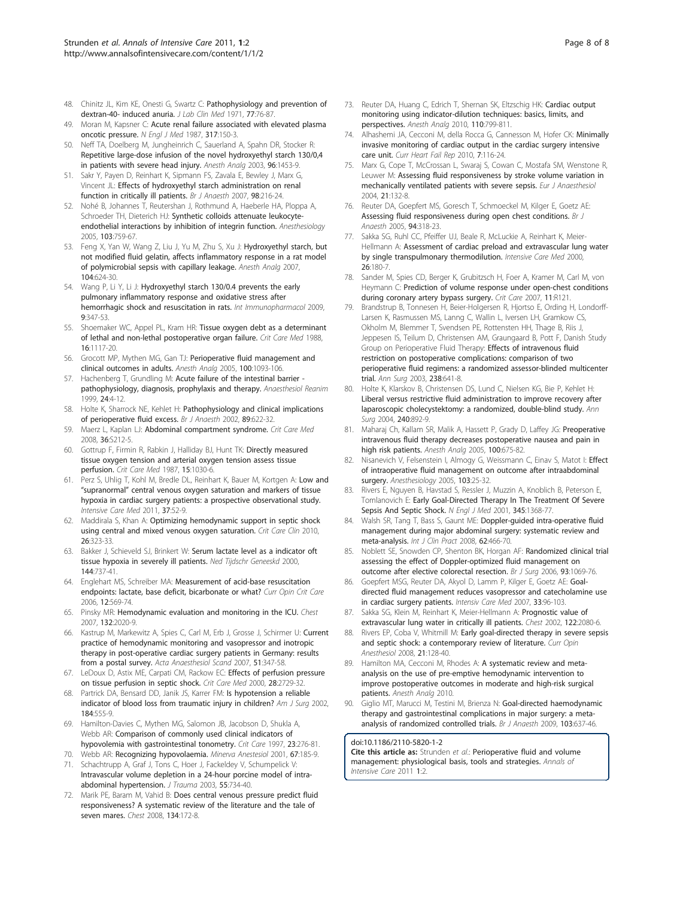48. Chinitz JL, Kim KE, Onesti G, Swartz C: **Pathophysiology and prevention of dextran-40- induced anuria.** *J Lab Clin Med* 1971, **77**:76-87.
49. Moran M, Kapsner C: **Acute renal failure associated with elevated plasma oncotic pressure.** *N Engl J Med* 1987, **317**:150-3.
50. Neff TA, Doelberg M, Jungheinrich C, Sauerland A, Spahn DR, Stocker R: **Repetitive large-dose infusion of the novel hydroxyethyl starch 130/0,4 in patients with severe head injury.** *Anesth Analg* 2003, **96**:1453-9.
51. Sakr Y, Payen D, Reinhart K, Sipmann FS, Zavala E, Bewley J, Marx G, Vincent JL: **Effects of hydroxyethyl starch administration on renal function in critically ill patients.** *Br J Anaesth* 2007, **98**:216-24.
52. Nohé B, Johannes T, Reutershan J, Rothmund A, Haeberle HA, Ploppa A, Schroeder TH, Dieterich HJ: **Synthetic colloids attenuate leukocyte-endothelial interactions by inhibition of integrin function.** *Anesthesiology* 2005, **103**:759-67.
53. Feng X, Yan W, Wang Z, Liu J, Yu M, Zhu S, Xu J: **Hydroxyethyl starch, but not modified fluid gelatin, affects inflammatory response in a rat model of polymicrobial sepsis with capillary leakage.** *Anesth Analg* 2007, **104**:624-30.
54. Wang P, Li Y, Li J: **Hydroxyethyl starch 130/0.4 prevents the early pulmonary inflammatory response and oxidative stress after hemorrhagic shock and resuscitation in rats.** *Int Immunopharmacol* 2009, **9**:347-53.
55. Shoemaker WC, Appel PL, Kram HR: **Tissue oxygen debt as a determinant of lethal and non-lethal postoperative organ failure.** *Crit Care Med* 1988, **16**:1117-20.
56. Grocott MP, Mythen MG, Gan TJ: **Perioperative fluid management and clinical outcomes in adults.** *Anesth Analg* 2005, **100**:1093-106.
57. Hachenberg T, Grundling M: **Acute failure of the intestinal barrier - pathophysiology, diagnosis, prophylaxis and therapy.** *Anaesthesiol Reanim* 1999, **24**:4-12.
58. Holte K, Sharrock NE, Kehlet H: **Pathophysiology and clinical implications of perioperative fluid excess.** *Br J Anaesth* 2002, **89**:622-32.
59. Maerz L, Kaplan LJ: **Abdominal compartment syndrome.** *Crit Care Med* 2008, **36**:S212-5.
60. Gottrup F, Firmin R, Rabkin J, Halliday BJ, Hunt TK: **Directly measured tissue oxygen tension and arterial oxygen tension assess tissue perfusion.** *Crit Care Med* 1987, **15**:1030-6.
61. Perz S, Uhlig T, Kohl M, Bredle DL, Reinhart K, Bauer M, Kortgen A: **Low and "supranormal" central venous oxygen saturation and markers of tissue hypoxia in cardiac surgery patients: a prospective observational study.** *Intensive Care Med* 2011, **37**:52-9.
62. Maddirala S, Khan A: **Optimizing hemodynamic support in septic shock using central and mixed venous oxygen saturation.** *Crit Care Clin* 2010, **26**:323-33.
63. Bakker J, Schieveld SJ, Brinkert W: **Serum lactate level as a indicator oft tissue hypoxia in severely ill patients.** *Ned Tijdschr Geneeskd* 2000, **144**:737-41.
64. Englehart MS, Schreiber MA: **Measurement of acid-base resuscitation endpoints: lactate, base deficit, bicarbonate or what?** *Curr Opin Crit Care* 2006, **12**:569-74.
65. Pinsky MR: **Hemodynamic evaluation and monitoring in the ICU.** *Chest* 2007, **132**:2020-9.
66. Kastrup M, Markewitz A, Spies C, Carl M, Erb J, Grosse J, Schirmer U: **Current practice of hemodynamic monitoring and vasopressor and inotropic therapy in post-operative cardiac surgery patients in Germany: results from a postal survey.** *Acta Anaesthesiol Scand* 2007, **51**:347-58.
67. LeDoux D, Astix ME, Carpati CM, Rackow EC: **Effects of perfusion pressure on tissue perfusion in septic shock.** *Crit Care Med* 2000, **28**:2729-32.
68. Partrick DA, Bensard DD, Janik JS, Karrer FM: **Is hypotension a reliable indicator of blood loss from traumatic injury in children?** *Am J Surg* 2002, **184**:555-9.
69. Hamilton-Davies C, Mythen MG, Salomon JB, Jacobson D, Shukla A, Webb AR: **Comparison of commonly used clinical indicators of hypovolemia with gastrointestinal tonometry.** *Crit Care* 1997, **23**:276-81.
70. Webb AR: **Recognizing hypovolaemia.** *Minerva Anestesiol* 2001, **67**:185-9.
71. Schachtrupp A, Graf J, Tons C, Hoer J, Fackeldey V, Schumpelick V: **Intravascular volume depletion in a 24-hour porcine model of intra-abdominal hypertension.** *J Trauma* 2003, **55**:734-40.
72. Marik PE, Baram M, Vahid B: **Does central venous pressure predict fluid responsiveness? A systematic review of the literature and the tale of seven mares.** *Chest* 2008, **134**:172-8.
73. Reuter DA, Huang C, Edrich T, Shernan SK, Eltzschig HK: **Cardiac output monitoring using indicator-dilution techniques: basics, limits, and perspectives.** *Anesth Analg* 2010, **110**:799-811.
74. Alhashemi JA, Cecconi M, della Rocca G, Cannesson M, Hofer CK: **Minimally invasive monitoring of cardiac output in the cardiac surgery intensive care unit.** *Curr Heart Fail Rep* 2010, **7**:116-24.
75. Marx G, Cope T, McCrossan L, Swaraj S, Cowan C, Mostafa SM, Wenstone R, Leuwer M: **Assessing fluid responsiveness by stroke volume variation in mechanically ventilated patients with severe sepsis.** *Eur J Anaesthesiol* 2004, **21**:132-8.
76. Reuter DA, Goepfert MS, Goresch T, Schmoeckel M, Kilger E, Goetz AE: **Assessing fluid responsiveness during open chest conditions.** *Br J Anaesth* 2005, **94**:318-23.
77. Sakka SG, Ruhl CC, Pfeiffer UJ, Beale R, McLuckie A, Reinhart K, Meier-Hellmann A: **Assessment of cardiac preload and extravascular lung water by single transpulmonary thermodilution.** *Intensive Care Med* 2000, **26**:180-7.
78. Sander M, Spies CD, Berger K, Grubitzsch H, Foer A, Kramer M, Carl M, von Heymann C: **Prediction of volume response under open-chest conditions during coronary artery bypass surgery.** *Crit Care* 2007, **11**:R121.
79. Brandstrup B, Tonnesen H, Beier-Holgersen R, Hjortso E, Ording H, Londorff-Larsen K, Rasmussen MS, Lanng C, Wallin L, Iversen LH, Gramkow CS, Okholm M, Blemmer T, Svendsen PE, Rottensten HH, Thage B, Riis J, Jeppesen IS, Teilum D, Christensen AM, Graungaard B, Pott F, Danish Study Group on Perioperative Fluid Therapy: **Effects of intravenous fluid restriction on postoperative complications: comparison of two perioperative fluid regimens: a randomized assessor-blinded multicenter trial.** *Ann Surg* 2003, **238**:641-8.
80. Holte K, Klarskov B, Christensen DS, Lund C, Nielsen KG, Bie P, Kehlet H: **Liberal versus restrictive fluid administration to improve recovery after laparoscopic cholecystektomy: a randomized, double-blind study.** *Ann Surg* 2004, **240**:892-9.
81. Maharaj Ch, Kallam SR, Malik A, Hassett P, Grady D, Laffey JG: **Preoperative intravenous fluid therapy decreases postoperative nausea and pain in high risk patients.** *Anesth Analg* 2005, **100**:675-82.
82. Nisanevich V, Felsenstein I, Almogy G, Weissmann C, Einav S, Matot I: **Effect of intraoperative fluid management on outcome after intraabdominal surgery.** *Anesthesiology* 2005, **103**:25-32.
83. Rivers E, Nguyen B, Havstad S, Ressler J, Muzzin A, Knoblich B, Peterson E, Tomlanovich E: **Early Goal-Directed Therapy In The Treatment Of Severe Sepsis And Septic Shock.** *N Engl J Med* 2001, **345**:1368-77.
84. Walsh SR, Tang T, Bass S, Gaunt ME: **Doppler-guided intra-operative fluid management during major abdominal surgery: systematic review and meta-analysis.** *Int J Clin Pract* 2008, **62**:466-70.
85. Noblett SE, Snowden CP, Shenton BK, Horgan AF: **Randomized clinical trial assessing the effect of Doppler-optimized fluid management on outcome after elective colorectal resection.** *Br J Surg* 2006, **93**:1069-76.
86. Goepfert MSG, Reuter DA, Akyol D, Lamm P, Kilger E, Goetz AE: **Goal-directed fluid management reduces vasopressor and catecholamine use in cardiac surgery patients.** *Intensiv Care Med* 2007, **33**:96-103.
87. Sakka SG, Klein M, Reinhart K, Meier-Hellmann A: **Prognostic value of extravascular lung water in critically ill patients.** *Chest* 2002, **122**:2080-6.
88. Rivers EP, Coba V, Whitmill M: **Early goal-directed therapy in severe sepsis and septic shock: a contemporary review of literature.** *Curr Opin Anesthesiol* 2008, **21**:128-40.
89. Hamilton MA, Cecconi M, Rhodes A: **A systematic review and meta-analysis on the use of pre-emptive hemodynamic intervention to improve postoperative outcomes in moderate and high-risk surgical patients.** *Anesth Analg* 2010.
90. Giglio MT, Marucci M, Testini M, Brienza N: **Goal-directed haemodynamic therapy and gastrointestinal complications in major surgery: a meta-analysis of randomized controlled trials.** *Br J Anaesth* 2009, **103**:637-46.

doi:10.1186/2110-5820-1-2

**Cite this article as:** Strunden *et al.*: Perioperative fluid and volume management: physiological basis, tools and strategies. *Annals of Intensive Care* 2011 **1**:2.